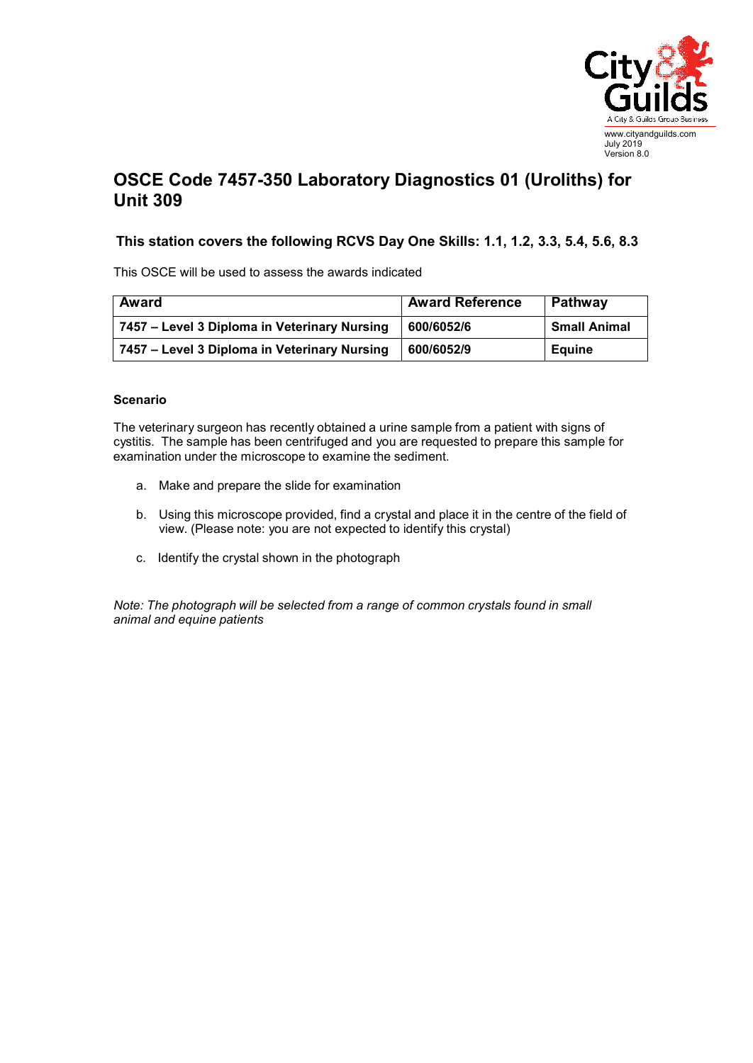www.cityandguilds.com
July 2019
Version 8.0

# OSCE Code 7457-350 Laboratory Diagnostics 01 (Uroliths) for Unit 309

## This station covers the following RCVS Day One Skills: 1.1, 1.2, 3.3, 5.4, 5.6, 8.3

This OSCE will be used to assess the awards indicated

| Award | Award Reference | Pathway |
|---|---|---|
| **7457 – Level 3 Diploma in Veterinary Nursing** | **600/6052/6** | **Small Animal** |
| **7457 – Level 3 Diploma in Veterinary Nursing** | **600/6052/9** | **Equine** |

**Scenario**

The veterinary surgeon has recently obtained a urine sample from a patient with signs of cystitis. The sample has been centrifuged and you are requested to prepare this sample for examination under the microscope to examine the sediment.

a. Make and prepare the slide for examination

b. Using this microscope provided, find a crystal and place it in the centre of the field of view. (Please note: you are not expected to identify this crystal)

c. Identify the crystal shown in the photograph

*Note: The photograph will be selected from a range of common crystals found in small animal and equine patients*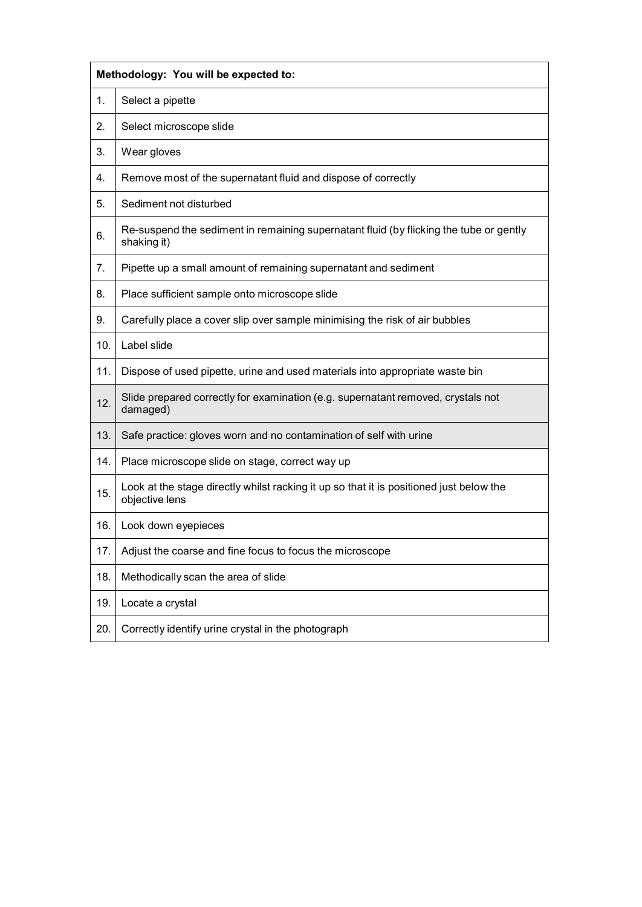| Methodology: You will be expected to: | |
|---|---|
| 1. | Select a pipette |
| 2. | Select microscope slide |
| 3. | Wear gloves |
| 4. | Remove most of the supernatant fluid and dispose of correctly |
| 5. | Sediment not disturbed |
| 6. | Re-suspend the sediment in remaining supernatant fluid (by flicking the tube or gently shaking it) |
| 7. | Pipette up a small amount of remaining supernatant and sediment |
| 8. | Place sufficient sample onto microscope slide |
| 9. | Carefully place a cover slip over sample minimising the risk of air bubbles |
| 10. | Label slide |
| 11. | Dispose of used pipette, urine and used materials into appropriate waste bin |
| 12. | Slide prepared correctly for examination (e.g. supernatant removed, crystals not damaged) |
| 13. | Safe practice: gloves worn and no contamination of self with urine |
| 14. | Place microscope slide on stage, correct way up |
| 15. | Look at the stage directly whilst racking it up so that it is positioned just below the objective lens |
| 16. | Look down eyepieces |
| 17. | Adjust the coarse and fine focus to focus the microscope |
| 18. | Methodically scan the area of slide |
| 19. | Locate a crystal |
| 20. | Correctly identify urine crystal in the photograph |